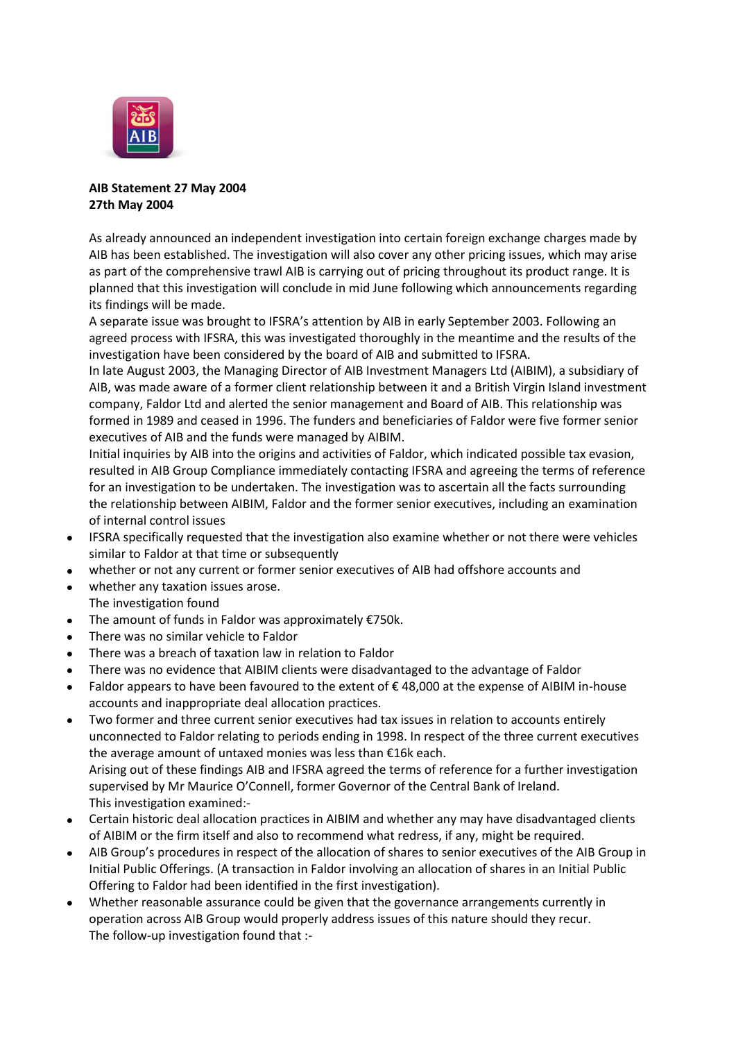**AIB Statement 27 May 2004**
**27th May 2004**

As already announced an independent investigation into certain foreign exchange charges made by AIB has been established. The investigation will also cover any other pricing issues, which may arise as part of the comprehensive trawl AIB is carrying out of pricing throughout its product range. It is planned that this investigation will conclude in mid June following which announcements regarding its findings will be made.

A separate issue was brought to IFSRA's attention by AIB in early September 2003. Following an agreed process with IFSRA, this was investigated thoroughly in the meantime and the results of the investigation have been considered by the board of AIB and submitted to IFSRA.

In late August 2003, the Managing Director of AIB Investment Managers Ltd (AIBIM), a subsidiary of AIB, was made aware of a former client relationship between it and a British Virgin Island investment company, Faldor Ltd and alerted the senior management and Board of AIB. This relationship was formed in 1989 and ceased in 1996. The funders and beneficiaries of Faldor were five former senior executives of AIB and the funds were managed by AIBIM.

Initial inquiries by AIB into the origins and activities of Faldor, which indicated possible tax evasion, resulted in AIB Group Compliance immediately contacting IFSRA and agreeing the terms of reference for an investigation to be undertaken. The investigation was to ascertain all the facts surrounding the relationship between AIBIM, Faldor and the former senior executives, including an examination of internal control issues

- IFSRA specifically requested that the investigation also examine whether or not there were vehicles similar to Faldor at that time or subsequently
- whether or not any current or former senior executives of AIB had offshore accounts and
- whether any taxation issues arose.

The investigation found

- The amount of funds in Faldor was approximately €750k.
- There was no similar vehicle to Faldor
- There was a breach of taxation law in relation to Faldor
- There was no evidence that AIBIM clients were disadvantaged to the advantage of Faldor
- Faldor appears to have been favoured to the extent of € 48,000 at the expense of AIBIM in-house accounts and inappropriate deal allocation practices.
- Two former and three current senior executives had tax issues in relation to accounts entirely unconnected to Faldor relating to periods ending in 1998. In respect of the three current executives the average amount of untaxed monies was less than €16k each.

Arising out of these findings AIB and IFSRA agreed the terms of reference for a further investigation supervised by Mr Maurice O'Connell, former Governor of the Central Bank of Ireland.

This investigation examined:-

- Certain historic deal allocation practices in AIBIM and whether any may have disadvantaged clients of AIBIM or the firm itself and also to recommend what redress, if any, might be required.
- AIB Group's procedures in respect of the allocation of shares to senior executives of the AIB Group in Initial Public Offerings. (A transaction in Faldor involving an allocation of shares in an Initial Public Offering to Faldor had been identified in the first investigation).
- Whether reasonable assurance could be given that the governance arrangements currently in operation across AIB Group would properly address issues of this nature should they recur.

The follow-up investigation found that :-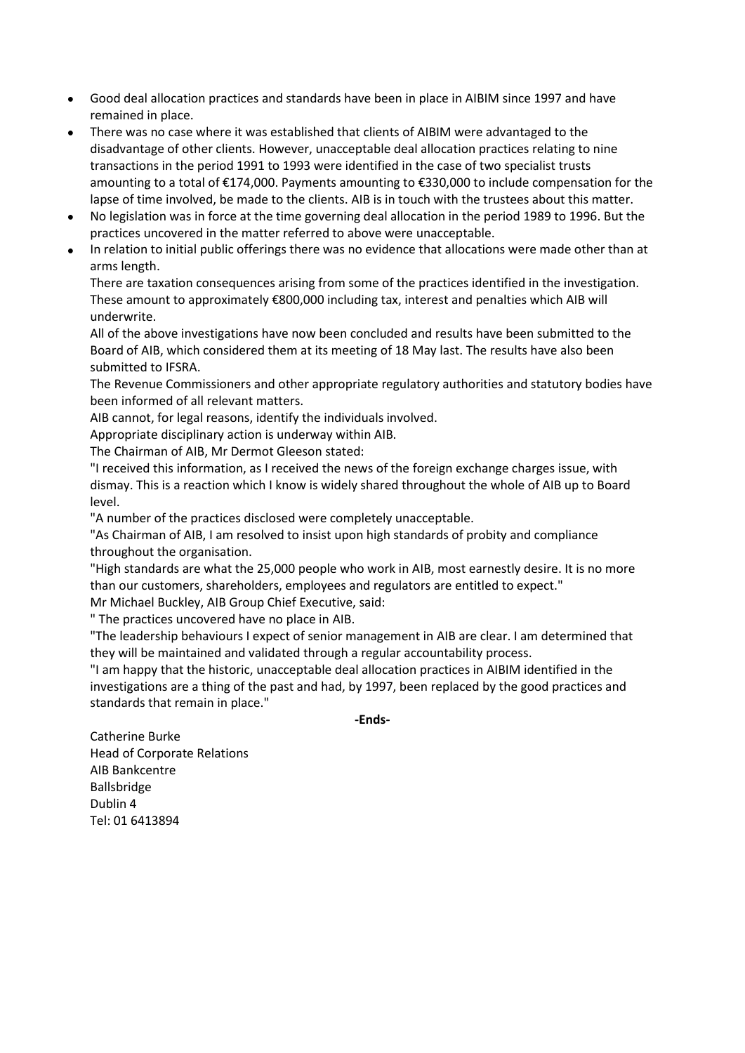- Good deal allocation practices and standards have been in place in AIBIM since 1997 and have remained in place.
- There was no case where it was established that clients of AIBIM were advantaged to the disadvantage of other clients. However, unacceptable deal allocation practices relating to nine transactions in the period 1991 to 1993 were identified in the case of two specialist trusts amounting to a total of €174,000. Payments amounting to €330,000 to include compensation for the lapse of time involved, be made to the clients. AIB is in touch with the trustees about this matter.
- No legislation was in force at the time governing deal allocation in the period 1989 to 1996. But the practices uncovered in the matter referred to above were unacceptable.
- In relation to initial public offerings there was no evidence that allocations were made other than at arms length.

There are taxation consequences arising from some of the practices identified in the investigation. These amount to approximately €800,000 including tax, interest and penalties which AIB will underwrite.

All of the above investigations have now been concluded and results have been submitted to the Board of AIB, which considered them at its meeting of 18 May last. The results have also been submitted to IFSRA.

The Revenue Commissioners and other appropriate regulatory authorities and statutory bodies have been informed of all relevant matters.

AIB cannot, for legal reasons, identify the individuals involved.

Appropriate disciplinary action is underway within AIB.

The Chairman of AIB, Mr Dermot Gleeson stated:

"I received this information, as I received the news of the foreign exchange charges issue, with dismay. This is a reaction which I know is widely shared throughout the whole of AIB up to Board level.

"A number of the practices disclosed were completely unacceptable.

"As Chairman of AIB, I am resolved to insist upon high standards of probity and compliance throughout the organisation.

"High standards are what the 25,000 people who work in AIB, most earnestly desire. It is no more than our customers, shareholders, employees and regulators are entitled to expect."

Mr Michael Buckley, AIB Group Chief Executive, said:

" The practices uncovered have no place in AIB.

"The leadership behaviours I expect of senior management in AIB are clear. I am determined that they will be maintained and validated through a regular accountability process.

"I am happy that the historic, unacceptable deal allocation practices in AIBIM identified in the investigations are a thing of the past and had, by 1997, been replaced by the good practices and standards that remain in place."

**-Ends-**

Catherine Burke
Head of Corporate Relations
AIB Bankcentre
Ballsbridge
Dublin 4
Tel: 01 6413894